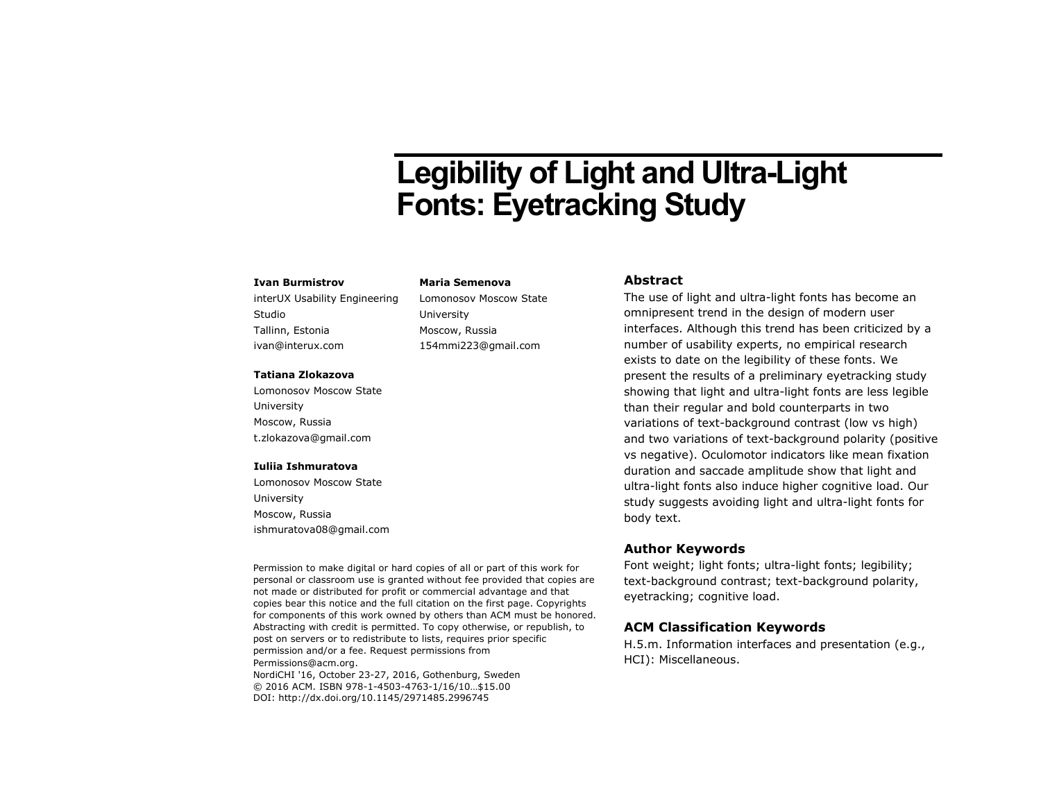# Legibility of Light and Ultra-Light Fonts: Eyetracking Study

**Ivan Burmistrov**
interUX Usability Engineering Studio
Tallinn, Estonia
ivan@interux.com

**Maria Semenova**
Lomonosov Moscow State University
Moscow, Russia
154mmi223@gmail.com

**Tatiana Zlokazova**
Lomonosov Moscow State University
Moscow, Russia
t.zlokazova@gmail.com

**Iuliia Ishmuratova**
Lomonosov Moscow State University
Moscow, Russia
ishmuratova08@gmail.com

Permission to make digital or hard copies of all or part of this work for personal or classroom use is granted without fee provided that copies are not made or distributed for profit or commercial advantage and that copies bear this notice and the full citation on the first page. Copyrights for components of this work owned by others than ACM must be honored. Abstracting with credit is permitted. To copy otherwise, or republish, to post on servers or to redistribute to lists, requires prior specific permission and/or a fee. Request permissions from Permissions@acm.org.
NordiCHI '16, October 23-27, 2016, Gothenburg, Sweden
© 2016 ACM. ISBN 978-1-4503-4763-1/16/10…$15.00
DOI: http://dx.doi.org/10.1145/2971485.2996745

## Abstract

The use of light and ultra-light fonts has become an omnipresent trend in the design of modern user interfaces. Although this trend has been criticized by a number of usability experts, no empirical research exists to date on the legibility of these fonts. We present the results of a preliminary eyetracking study showing that light and ultra-light fonts are less legible than their regular and bold counterparts in two variations of text-background contrast (low vs high) and two variations of text-background polarity (positive vs negative). Oculomotor indicators like mean fixation duration and saccade amplitude show that light and ultra-light fonts also induce higher cognitive load. Our study suggests avoiding light and ultra-light fonts for body text.

## Author Keywords

Font weight; light fonts; ultra-light fonts; legibility; text-background contrast; text-background polarity, eyetracking; cognitive load.

## ACM Classification Keywords

H.5.m. Information interfaces and presentation (e.g., HCI): Miscellaneous.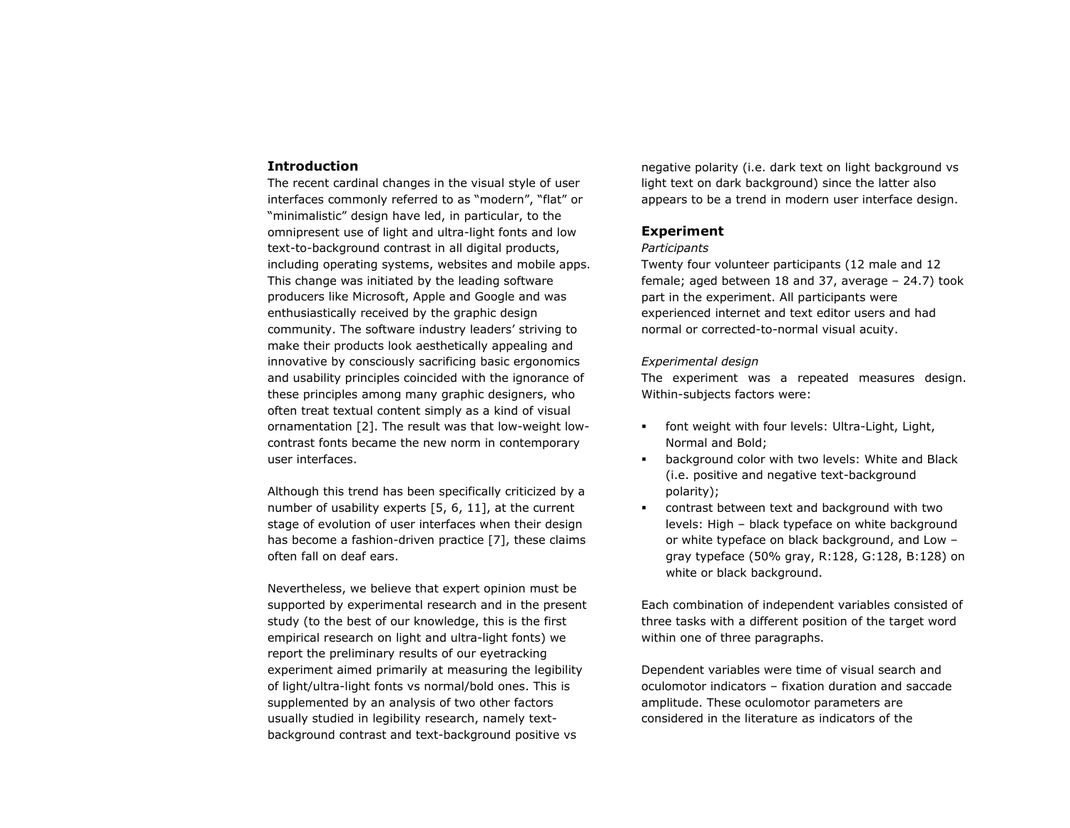## Introduction

The recent cardinal changes in the visual style of user interfaces commonly referred to as "modern", "flat" or "minimalistic" design have led, in particular, to the omnipresent use of light and ultra-light fonts and low text-to-background contrast in all digital products, including operating systems, websites and mobile apps. This change was initiated by the leading software producers like Microsoft, Apple and Google and was enthusiastically received by the graphic design community. The software industry leaders' striving to make their products look aesthetically appealing and innovative by consciously sacrificing basic ergonomics and usability principles coincided with the ignorance of these principles among many graphic designers, who often treat textual content simply as a kind of visual ornamentation [2]. The result was that low-weight low-contrast fonts became the new norm in contemporary user interfaces.

Although this trend has been specifically criticized by a number of usability experts [5, 6, 11], at the current stage of evolution of user interfaces when their design has become a fashion-driven practice [7], these claims often fall on deaf ears.

Nevertheless, we believe that expert opinion must be supported by experimental research and in the present study (to the best of our knowledge, this is the first empirical research on light and ultra-light fonts) we report the preliminary results of our eyetracking experiment aimed primarily at measuring the legibility of light/ultra-light fonts vs normal/bold ones. This is supplemented by an analysis of two other factors usually studied in legibility research, namely text-background contrast and text-background positive vs negative polarity (i.e. dark text on light background vs light text on dark background) since the latter also appears to be a trend in modern user interface design.

## Experiment

*Participants*

Twenty four volunteer participants (12 male and 12 female; aged between 18 and 37, average – 24.7) took part in the experiment. All participants were experienced internet and text editor users and had normal or corrected-to-normal visual acuity.

*Experimental design*

The experiment was a repeated measures design. Within-subjects factors were:

- font weight with four levels: Ultra-Light, Light, Normal and Bold;
- background color with two levels: White and Black (i.e. positive and negative text-background polarity);
- contrast between text and background with two levels: High – black typeface on white background or white typeface on black background, and Low – gray typeface (50% gray, R:128, G:128, B:128) on white or black background.

Each combination of independent variables consisted of three tasks with a different position of the target word within one of three paragraphs.

Dependent variables were time of visual search and oculomotor indicators – fixation duration and saccade amplitude. These oculomotor parameters are considered in the literature as indicators of the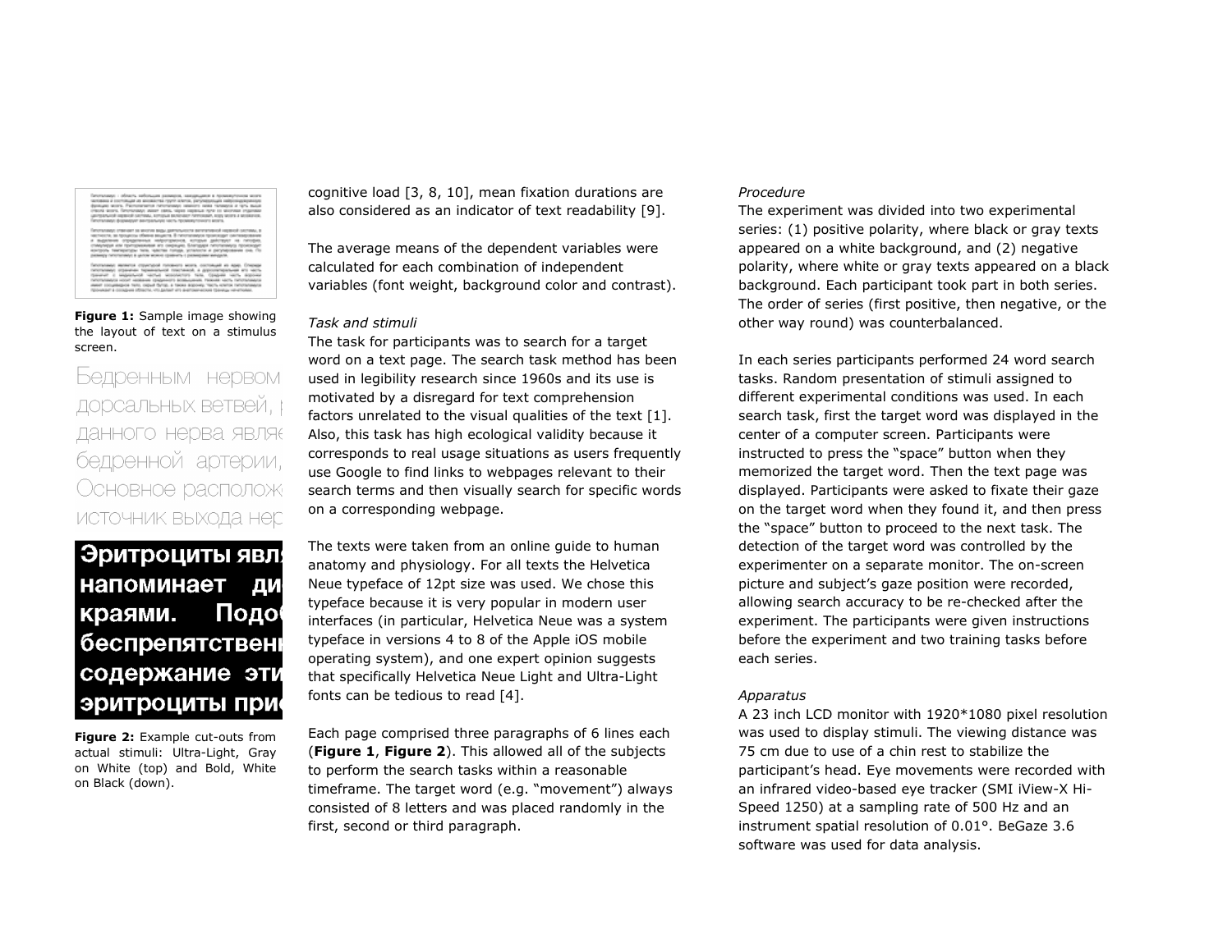**Figure 1:** Sample image showing the layout of text on a stimulus screen.

**Figure 2:** Example cut-outs from actual stimuli: Ultra-Light, Gray on White (top) and Bold, White on Black (down).

cognitive load [3, 8, 10], mean fixation durations are also considered as an indicator of text readability [9].

The average means of the dependent variables were calculated for each combination of independent variables (font weight, background color and contrast).

*Task and stimuli*

The task for participants was to search for a target word on a text page. The search task method has been used in legibility research since 1960s and its use is motivated by a disregard for text comprehension factors unrelated to the visual qualities of the text [1]. Also, this task has high ecological validity because it corresponds to real usage situations as users frequently use Google to find links to webpages relevant to their search terms and then visually search for specific words on a corresponding webpage.

The texts were taken from an online guide to human anatomy and physiology. For all texts the Helvetica Neue typeface of 12pt size was used. We chose this typeface because it is very popular in modern user interfaces (in particular, Helvetica Neue was a system typeface in versions 4 to 8 of the Apple iOS mobile operating system), and one expert opinion suggests that specifically Helvetica Neue Light and Ultra-Light fonts can be tedious to read [4].

Each page comprised three paragraphs of 6 lines each (**Figure 1**, **Figure 2**). This allowed all of the subjects to perform the search tasks within a reasonable timeframe. The target word (e.g. "movement") always consisted of 8 letters and was placed randomly in the first, second or third paragraph.

*Procedure*

The experiment was divided into two experimental series: (1) positive polarity, where black or gray texts appeared on a white background, and (2) negative polarity, where white or gray texts appeared on a black background. Each participant took part in both series. The order of series (first positive, then negative, or the other way round) was counterbalanced.

In each series participants performed 24 word search tasks. Random presentation of stimuli assigned to different experimental conditions was used. In each search task, first the target word was displayed in the center of a computer screen. Participants were instructed to press the "space" button when they memorized the target word. Then the text page was displayed. Participants were asked to fixate their gaze on the target word when they found it, and then press the "space" button to proceed to the next task. The detection of the target word was controlled by the experimenter on a separate monitor. The on-screen picture and subject's gaze position were recorded, allowing search accuracy to be re-checked after the experiment. The participants were given instructions before the experiment and two training tasks before each series.

*Apparatus*

A 23 inch LCD monitor with 1920*1080 pixel resolution was used to display stimuli. The viewing distance was 75 cm due to use of a chin rest to stabilize the participant's head. Eye movements were recorded with an infrared video-based eye tracker (SMI iView-X Hi-Speed 1250) at a sampling rate of 500 Hz and an instrument spatial resolution of 0.01°. BeGaze 3.6 software was used for data analysis.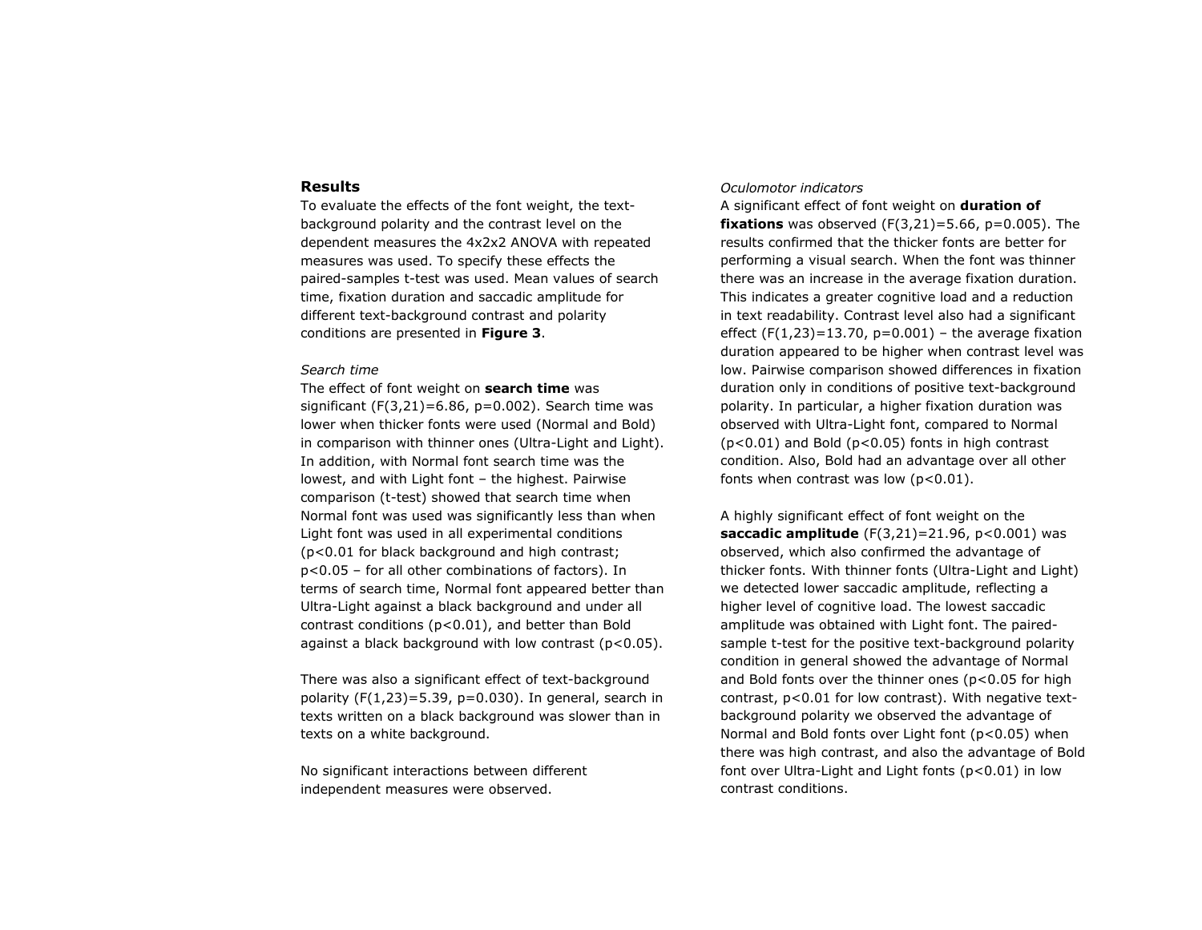## Results

To evaluate the effects of the font weight, the text-background polarity and the contrast level on the dependent measures the 4x2x2 ANOVA with repeated measures was used. To specify these effects the paired-samples t-test was used. Mean values of search time, fixation duration and saccadic amplitude for different text-background contrast and polarity conditions are presented in **Figure 3**.

*Search time*

The effect of font weight on **search time** was significant ($F(3,21)=6.86$, $p=0.002$). Search time was lower when thicker fonts were used (Normal and Bold) in comparison with thinner ones (Ultra-Light and Light). In addition, with Normal font search time was the lowest, and with Light font – the highest. Pairwise comparison (t-test) showed that search time when Normal font was used was significantly less than when Light font was used in all experimental conditions ($p<0.01$ for black background and high contrast; $p<0.05$ – for all other combinations of factors). In terms of search time, Normal font appeared better than Ultra-Light against a black background and under all contrast conditions ($p<0.01$), and better than Bold against a black background with low contrast ($p<0.05$).

There was also a significant effect of text-background polarity ($F(1,23)=5.39$, $p=0.030$). In general, search in texts written on a black background was slower than in texts on a white background.

No significant interactions between different independent measures were observed.

*Oculomotor indicators*

A significant effect of font weight on **duration of fixations** was observed ($F(3,21)=5.66$, $p=0.005$). The results confirmed that the thicker fonts are better for performing a visual search. When the font was thinner there was an increase in the average fixation duration. This indicates a greater cognitive load and a reduction in text readability. Contrast level also had a significant effect ($F(1,23)=13.70$, $p=0.001$) – the average fixation duration appeared to be higher when contrast level was low. Pairwise comparison showed differences in fixation duration only in conditions of positive text-background polarity. In particular, a higher fixation duration was observed with Ultra-Light font, compared to Normal ($p<0.01$) and Bold ($p<0.05$) fonts in high contrast condition. Also, Bold had an advantage over all other fonts when contrast was low ($p<0.01$).

A highly significant effect of font weight on the **saccadic amplitude** ($F(3,21)=21.96$, $p<0.001$) was observed, which also confirmed the advantage of thicker fonts. With thinner fonts (Ultra-Light and Light) we detected lower saccadic amplitude, reflecting a higher level of cognitive load. The lowest saccadic amplitude was obtained with Light font. The paired-sample t-test for the positive text-background polarity condition in general showed the advantage of Normal and Bold fonts over the thinner ones ($p<0.05$ for high contrast, $p<0.01$ for low contrast). With negative text-background polarity we observed the advantage of Normal and Bold fonts over Light font ($p<0.05$) when there was high contrast, and also the advantage of Bold font over Ultra-Light and Light fonts ($p<0.01$) in low contrast conditions.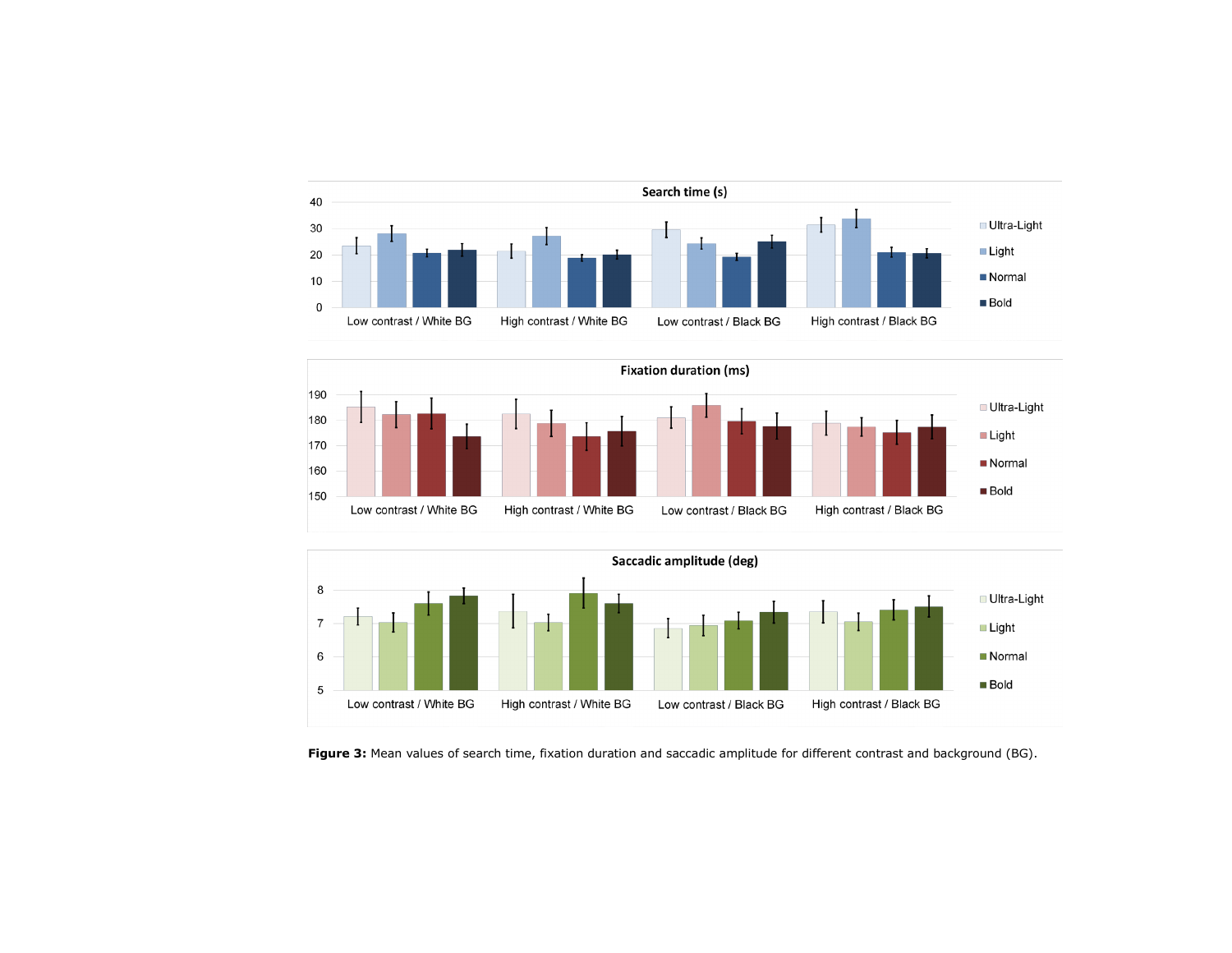**Figure 3:** Mean values of search time, fixation duration and saccadic amplitude for different contrast and background (BG).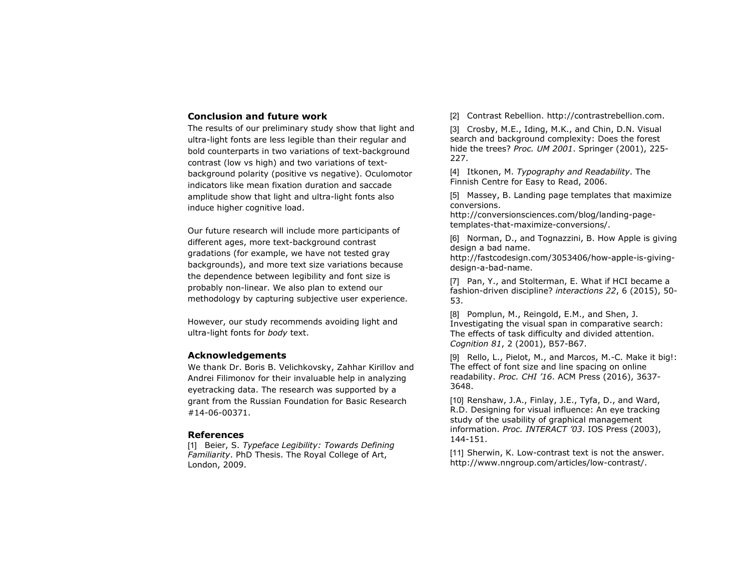## Conclusion and future work

The results of our preliminary study show that light and ultra-light fonts are less legible than their regular and bold counterparts in two variations of text-background contrast (low vs high) and two variations of text-background polarity (positive vs negative). Oculomotor indicators like mean fixation duration and saccade amplitude show that light and ultra-light fonts also induce higher cognitive load.

Our future research will include more participants of different ages, more text-background contrast gradations (for example, we have not tested gray backgrounds), and more text size variations because the dependence between legibility and font size is probably non-linear. We also plan to extend our methodology by capturing subjective user experience.

However, our study recommends avoiding light and ultra-light fonts for *body* text.

## Acknowledgements

We thank Dr. Boris B. Velichkovsky, Zahhar Kirillov and Andrei Filimonov for their invaluable help in analyzing eyetracking data. The research was supported by a grant from the Russian Foundation for Basic Research #14-06-00371.

## References

[1] Beier, S. *Typeface Legibility: Towards Defining Familiarity*. PhD Thesis. The Royal College of Art, London, 2009.

[2] Contrast Rebellion. http://contrastrebellion.com.

[3] Crosby, M.E., Iding, M.K., and Chin, D.N. Visual search and background complexity: Does the forest hide the trees? *Proc. UM 2001*. Springer (2001), 225-227.

[4] Itkonen, M. *Typography and Readability*. The Finnish Centre for Easy to Read, 2006.

[5] Massey, B. Landing page templates that maximize conversions. http://conversionsciences.com/blog/landing-page-templates-that-maximize-conversions/.

[6] Norman, D., and Tognazzini, B. How Apple is giving design a bad name. http://fastcodesign.com/3053406/how-apple-is-giving-design-a-bad-name.

[7] Pan, Y., and Stolterman, E. What if HCI became a fashion-driven discipline? *interactions 22*, 6 (2015), 50-53.

[8] Pomplun, M., Reingold, E.M., and Shen, J. Investigating the visual span in comparative search: The effects of task difficulty and divided attention. *Cognition 81*, 2 (2001), B57-B67.

[9] Rello, L., Pielot, M., and Marcos, M.-C. Make it big!: The effect of font size and line spacing on online readability. *Proc. CHI '16*. ACM Press (2016), 3637-3648.

[10] Renshaw, J.A., Finlay, J.E., Tyfa, D., and Ward, R.D. Designing for visual influence: An eye tracking study of the usability of graphical management information. *Proc. INTERACT '03*. IOS Press (2003), 144-151.

[11] Sherwin, K. Low-contrast text is not the answer. http://www.nngroup.com/articles/low-contrast/.